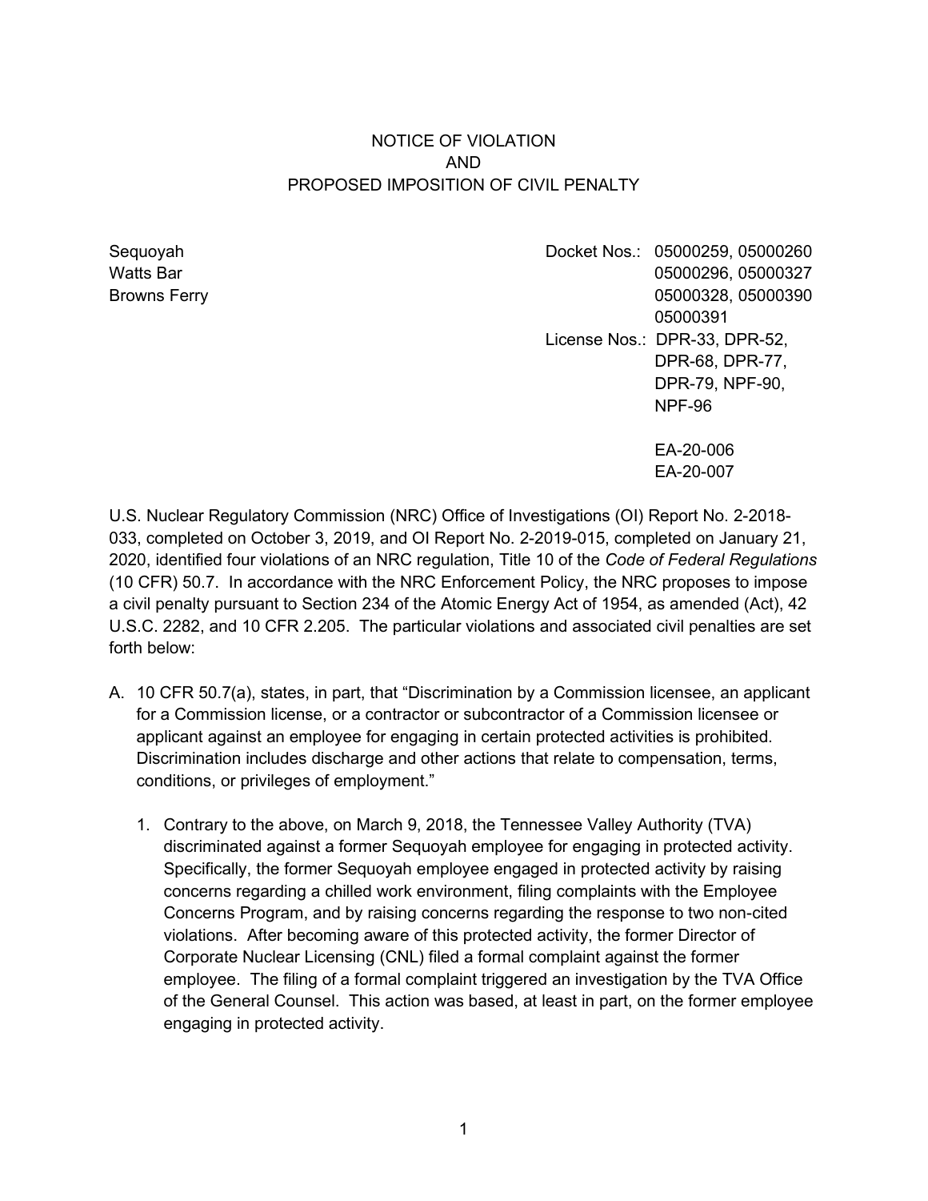# NOTICE OF VIOLATION
# AND
# PROPOSED IMPOSITION OF CIVIL PENALTY

| | |
|---|---|
| Sequoyah<br>Watts Bar<br>Browns Ferry | Docket Nos.: 05000259, 05000260<br>05000296, 05000327<br>05000328, 05000390<br>05000391<br>License Nos.: DPR-33, DPR-52,<br>DPR-68, DPR-77,<br>DPR-79, NPF-90,<br>NPF-96<br><br>EA-20-006<br>EA-20-007 |

U.S. Nuclear Regulatory Commission (NRC) Office of Investigations (OI) Report No. 2-2018-033, completed on October 3, 2019, and OI Report No. 2-2019-015, completed on January 21, 2020, identified four violations of an NRC regulation, Title 10 of the *Code of Federal Regulations* (10 CFR) 50.7. In accordance with the NRC Enforcement Policy, the NRC proposes to impose a civil penalty pursuant to Section 234 of the Atomic Energy Act of 1954, as amended (Act), 42 U.S.C. 2282, and 10 CFR 2.205. The particular violations and associated civil penalties are set forth below:

A. 10 CFR 50.7(a), states, in part, that "Discrimination by a Commission licensee, an applicant for a Commission license, or a contractor or subcontractor of a Commission licensee or applicant against an employee for engaging in certain protected activities is prohibited. Discrimination includes discharge and other actions that relate to compensation, terms, conditions, or privileges of employment."

   1. Contrary to the above, on March 9, 2018, the Tennessee Valley Authority (TVA) discriminated against a former Sequoyah employee for engaging in protected activity. Specifically, the former Sequoyah employee engaged in protected activity by raising concerns regarding a chilled work environment, filing complaints with the Employee Concerns Program, and by raising concerns regarding the response to two non-cited violations. After becoming aware of this protected activity, the former Director of Corporate Nuclear Licensing (CNL) filed a formal complaint against the former employee. The filing of a formal complaint triggered an investigation by the TVA Office of the General Counsel. This action was based, at least in part, on the former employee engaging in protected activity.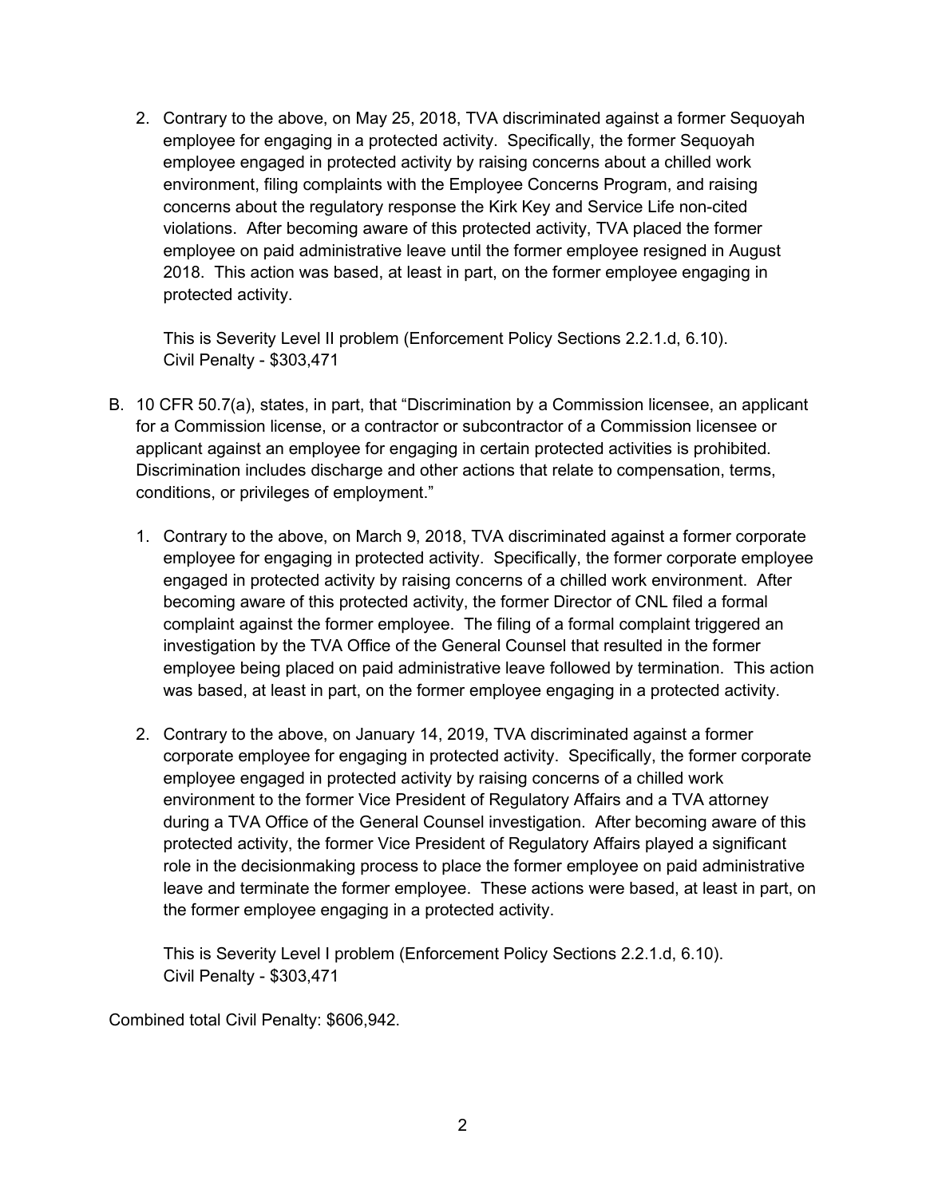2. Contrary to the above, on May 25, 2018, TVA discriminated against a former Sequoyah employee for engaging in a protected activity. Specifically, the former Sequoyah employee engaged in protected activity by raising concerns about a chilled work environment, filing complaints with the Employee Concerns Program, and raising concerns about the regulatory response the Kirk Key and Service Life non-cited violations. After becoming aware of this protected activity, TVA placed the former employee on paid administrative leave until the former employee resigned in August 2018. This action was based, at least in part, on the former employee engaging in protected activity.

   This is Severity Level II problem (Enforcement Policy Sections 2.2.1.d, 6.10).
   Civil Penalty - $303,471

B. 10 CFR 50.7(a), states, in part, that "Discrimination by a Commission licensee, an applicant for a Commission license, or a contractor or subcontractor of a Commission licensee or applicant against an employee for engaging in certain protected activities is prohibited. Discrimination includes discharge and other actions that relate to compensation, terms, conditions, or privileges of employment."

   1. Contrary to the above, on March 9, 2018, TVA discriminated against a former corporate employee for engaging in protected activity. Specifically, the former corporate employee engaged in protected activity by raising concerns of a chilled work environment. After becoming aware of this protected activity, the former Director of CNL filed a formal complaint against the former employee. The filing of a formal complaint triggered an investigation by the TVA Office of the General Counsel that resulted in the former employee being placed on paid administrative leave followed by termination. This action was based, at least in part, on the former employee engaging in a protected activity.

   2. Contrary to the above, on January 14, 2019, TVA discriminated against a former corporate employee for engaging in protected activity. Specifically, the former corporate employee engaged in protected activity by raising concerns of a chilled work environment to the former Vice President of Regulatory Affairs and a TVA attorney during a TVA Office of the General Counsel investigation. After becoming aware of this protected activity, the former Vice President of Regulatory Affairs played a significant role in the decisionmaking process to place the former employee on paid administrative leave and terminate the former employee. These actions were based, at least in part, on the former employee engaging in a protected activity.

      This is Severity Level I problem (Enforcement Policy Sections 2.2.1.d, 6.10).
      Civil Penalty - $303,471

Combined total Civil Penalty: $606,942.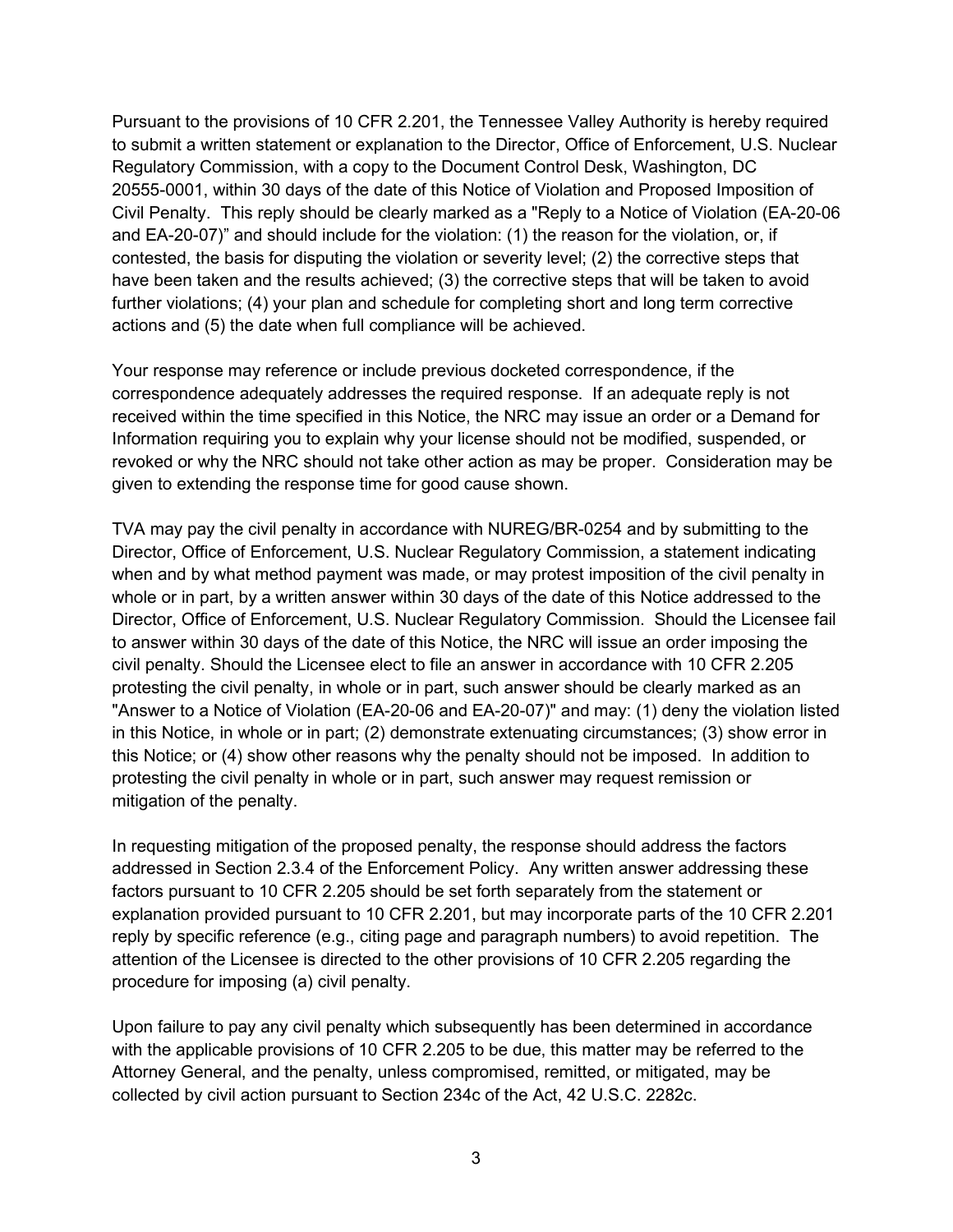Pursuant to the provisions of 10 CFR 2.201, the Tennessee Valley Authority is hereby required to submit a written statement or explanation to the Director, Office of Enforcement, U.S. Nuclear Regulatory Commission, with a copy to the Document Control Desk, Washington, DC 20555-0001, within 30 days of the date of this Notice of Violation and Proposed Imposition of Civil Penalty. This reply should be clearly marked as a "Reply to a Notice of Violation (EA-20-06 and EA-20-07)" and should include for the violation: (1) the reason for the violation, or, if contested, the basis for disputing the violation or severity level; (2) the corrective steps that have been taken and the results achieved; (3) the corrective steps that will be taken to avoid further violations; (4) your plan and schedule for completing short and long term corrective actions and (5) the date when full compliance will be achieved.

Your response may reference or include previous docketed correspondence, if the correspondence adequately addresses the required response. If an adequate reply is not received within the time specified in this Notice, the NRC may issue an order or a Demand for Information requiring you to explain why your license should not be modified, suspended, or revoked or why the NRC should not take other action as may be proper. Consideration may be given to extending the response time for good cause shown.

TVA may pay the civil penalty in accordance with NUREG/BR-0254 and by submitting to the Director, Office of Enforcement, U.S. Nuclear Regulatory Commission, a statement indicating when and by what method payment was made, or may protest imposition of the civil penalty in whole or in part, by a written answer within 30 days of the date of this Notice addressed to the Director, Office of Enforcement, U.S. Nuclear Regulatory Commission. Should the Licensee fail to answer within 30 days of the date of this Notice, the NRC will issue an order imposing the civil penalty. Should the Licensee elect to file an answer in accordance with 10 CFR 2.205 protesting the civil penalty, in whole or in part, such answer should be clearly marked as an "Answer to a Notice of Violation (EA-20-06 and EA-20-07)" and may: (1) deny the violation listed in this Notice, in whole or in part; (2) demonstrate extenuating circumstances; (3) show error in this Notice; or (4) show other reasons why the penalty should not be imposed. In addition to protesting the civil penalty in whole or in part, such answer may request remission or mitigation of the penalty.

In requesting mitigation of the proposed penalty, the response should address the factors addressed in Section 2.3.4 of the Enforcement Policy. Any written answer addressing these factors pursuant to 10 CFR 2.205 should be set forth separately from the statement or explanation provided pursuant to 10 CFR 2.201, but may incorporate parts of the 10 CFR 2.201 reply by specific reference (e.g., citing page and paragraph numbers) to avoid repetition. The attention of the Licensee is directed to the other provisions of 10 CFR 2.205 regarding the procedure for imposing (a) civil penalty.

Upon failure to pay any civil penalty which subsequently has been determined in accordance with the applicable provisions of 10 CFR 2.205 to be due, this matter may be referred to the Attorney General, and the penalty, unless compromised, remitted, or mitigated, may be collected by civil action pursuant to Section 234c of the Act, 42 U.S.C. 2282c.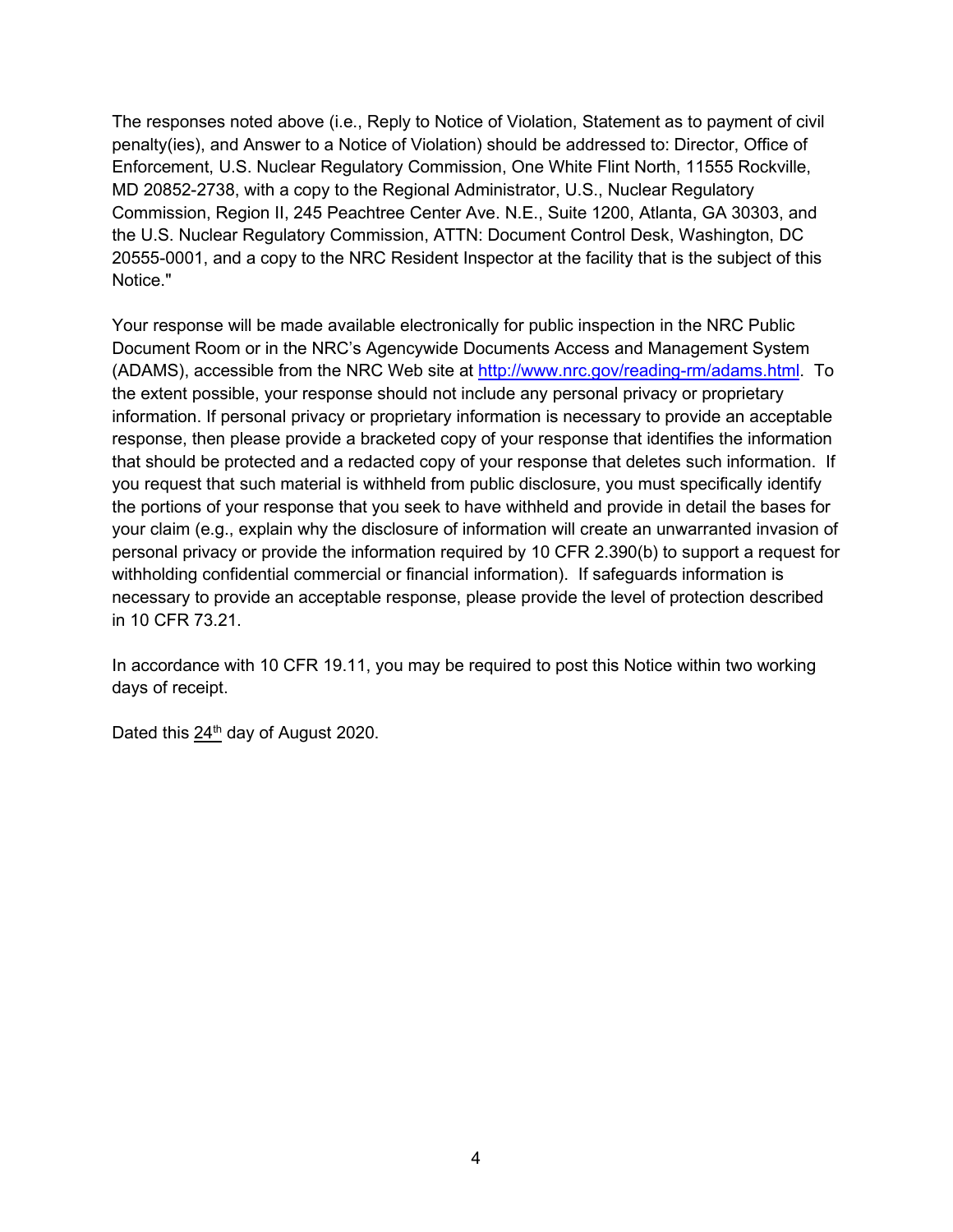The responses noted above (i.e., Reply to Notice of Violation, Statement as to payment of civil penalty(ies), and Answer to a Notice of Violation) should be addressed to: Director, Office of Enforcement, U.S. Nuclear Regulatory Commission, One White Flint North, 11555 Rockville, MD 20852-2738, with a copy to the Regional Administrator, U.S., Nuclear Regulatory Commission, Region II, 245 Peachtree Center Ave. N.E., Suite 1200, Atlanta, GA 30303, and the U.S. Nuclear Regulatory Commission, ATTN: Document Control Desk, Washington, DC 20555-0001, and a copy to the NRC Resident Inspector at the facility that is the subject of this Notice."

Your response will be made available electronically for public inspection in the NRC Public Document Room or in the NRC's Agencywide Documents Access and Management System (ADAMS), accessible from the NRC Web site at http://www.nrc.gov/reading-rm/adams.html. To the extent possible, your response should not include any personal privacy or proprietary information. If personal privacy or proprietary information is necessary to provide an acceptable response, then please provide a bracketed copy of your response that identifies the information that should be protected and a redacted copy of your response that deletes such information. If you request that such material is withheld from public disclosure, you must specifically identify the portions of your response that you seek to have withheld and provide in detail the bases for your claim (e.g., explain why the disclosure of information will create an unwarranted invasion of personal privacy or provide the information required by 10 CFR 2.390(b) to support a request for withholding confidential commercial or financial information). If safeguards information is necessary to provide an acceptable response, please provide the level of protection described in 10 CFR 73.21.

In accordance with 10 CFR 19.11, you may be required to post this Notice within two working days of receipt.

Dated this 24th day of August 2020.